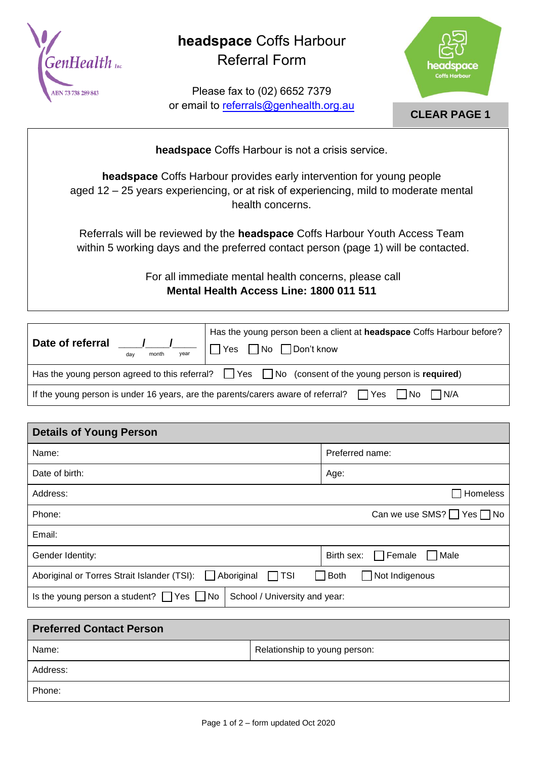GenHealth Inc
ABN 73 738 289 843

# headspace Coffs Harbour Referral Form

Please fax to (02) 6652 7379
or email to referrals@genhealth.org.au

headspace Coffs Harbour

**CLEAR PAGE 1**

**headspace** Coffs Harbour is not a crisis service.

**headspace** Coffs Harbour provides early intervention for young people aged 12 – 25 years experiencing, or at risk of experiencing, mild to moderate mental health concerns.

Referrals will be reviewed by the **headspace** Coffs Harbour Youth Access Team within 5 working days and the preferred contact person (page 1) will be contacted.

For all immediate mental health concerns, please call
**Mental Health Access Line: 1800 011 511**

| **Date of referral** ____/____/____ (day / month / year) | Has the young person been a client at **headspace** Coffs Harbour before? ☐ Yes ☐ No ☐ Don't know |
|---|---|
| Has the young person agreed to this referral? ☐ Yes ☐ No (consent of the young person is **required**) | |
| If the young person is under 16 years, are the parents/carers aware of referral? ☐ Yes ☐ No ☐ N/A | |

| **Details of Young Person** | |
|---|---|
| Name: | Preferred name: |
| Date of birth: | Age: |
| Address: | ☐ Homeless |
| Phone: | Can we use SMS? ☐ Yes ☐ No |
| Email: | |
| Gender Identity: | Birth sex: ☐ Female ☐ Male |
| Aboriginal or Torres Strait Islander (TSI): ☐ Aboriginal ☐ TSI ☐ Both ☐ Not Indigenous | |
| Is the young person a student? ☐ Yes ☐ No | School / University and year: |

| **Preferred Contact Person** | |
|---|---|
| Name: | Relationship to young person: |
| Address: | |
| Phone: | |

form updated Oct 2020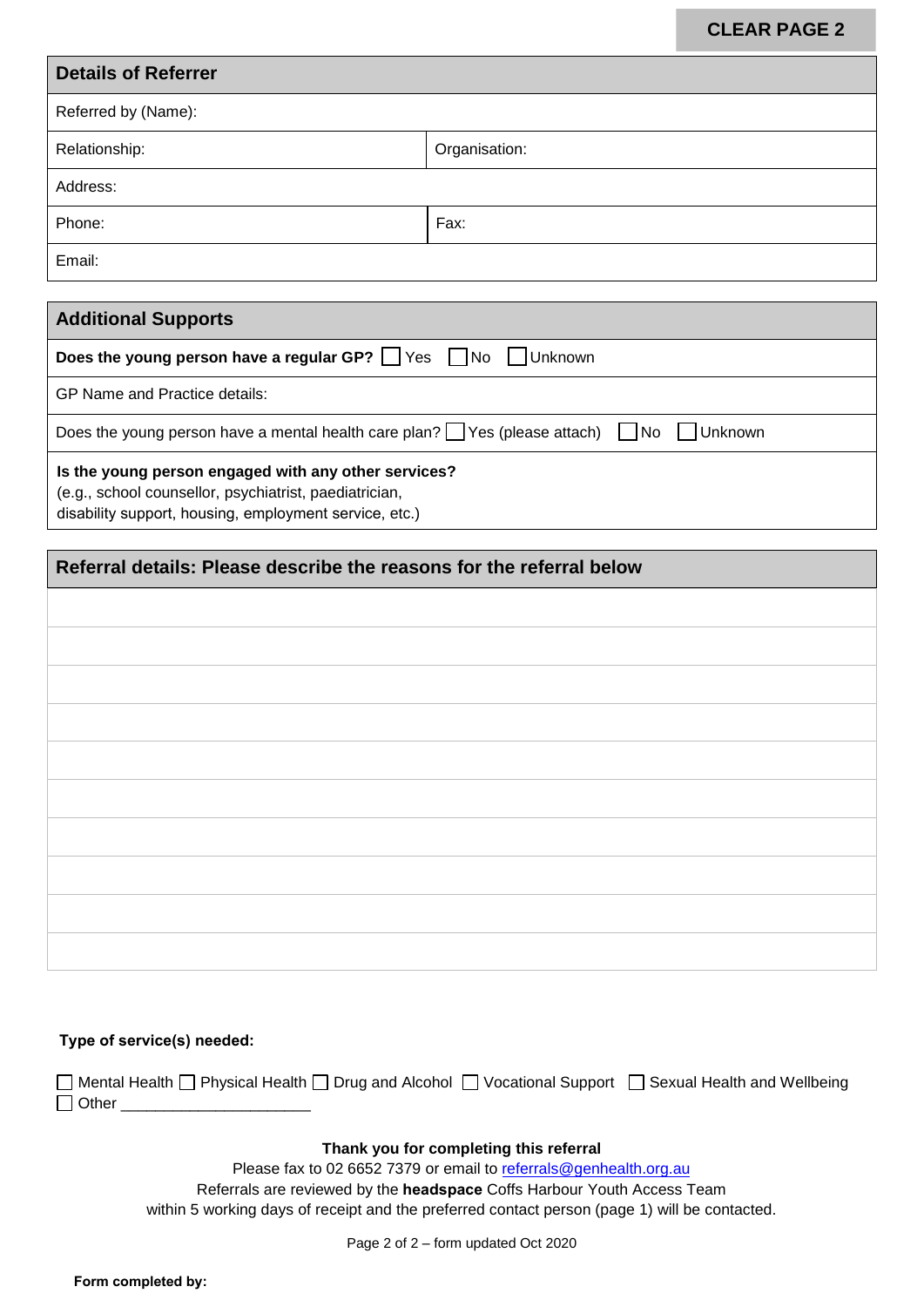CLEAR PAGE 2

| Details of Referrer | |
|---|---|
| Referred by (Name): | |
| Relationship: | Organisation: |
| Address: | |
| Phone: | Fax: |
| Email: | |

| Additional Supports |
|---|
| **Does the young person have a regular GP?** ☐ Yes ☐ No ☐ Unknown |
| GP Name and Practice details: |
| Does the young person have a mental health care plan? ☐ Yes (please attach) ☐ No ☐ Unknown |
| **Is the young person engaged with any other services?** (e.g., school counsellor, psychiatrist, paediatrician, disability support, housing, employment service, etc.) |

| Referral details: Please describe the reasons for the referral below |
|---|
| |
| |
| |
| |
| |
| |
| |
| |
| |
| |

**Type of service(s) needed:**

☐ Mental Health ☐ Physical Health ☐ Drug and Alcohol ☐ Vocational Support ☐ Sexual Health and Wellbeing
☐ Other ______________________

**Thank you for completing this referral**
Please fax to 02 6652 7379 or email to referrals@genhealth.org.au
Referrals are reviewed by the **headspace** Coffs Harbour Youth Access Team
within 5 working days of receipt and the preferred contact person (page 1) will be contacted.

form updated Oct 2020

**Form completed by:**